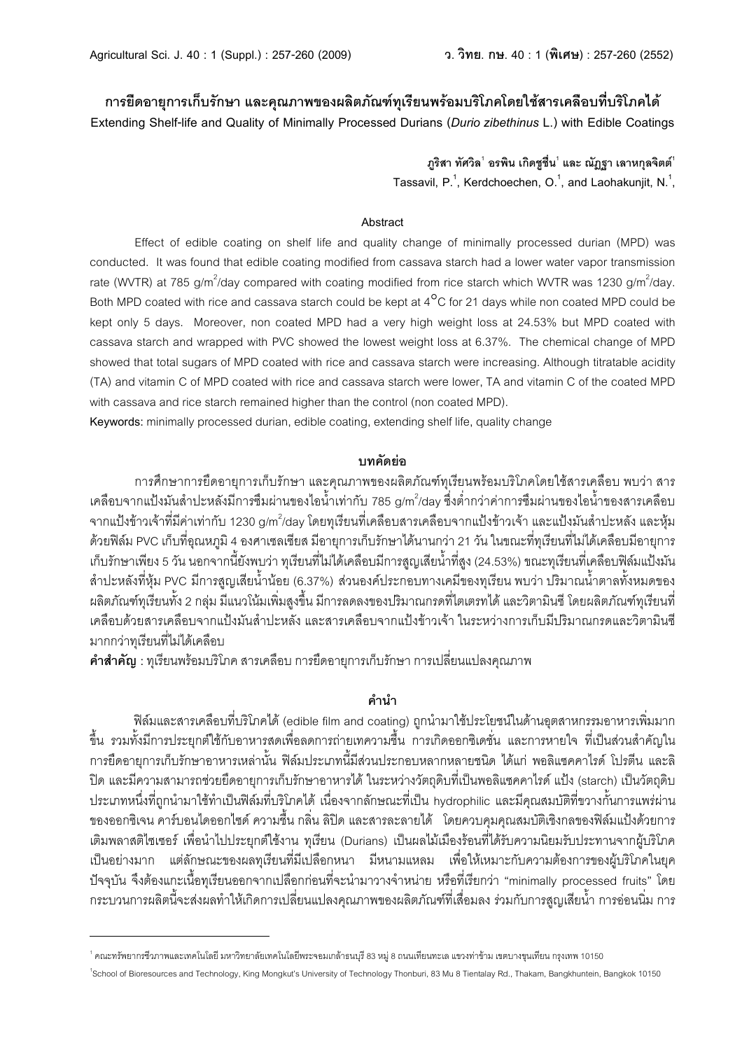# การยืดอายุการเก็บรักษา และคุณภาพของผลิตภัณฑ์ทุเรียนพร้อมบริโภคโดยใช้สารเคลือบที่บริโภคได้

**Extending Shelf-life and Quality of Minimally Processed Durians (*Durio zibethinus* L.) with Edible Coatings**

ภูริสา ทัศวิล[1] อรพิน เกิดชูชื่น[1] และ ณัฏฐา เลาหกุลจิตต์[1]

Tassavil, P.[1], Kerdchoechen, O.[1], and Laohakunjit, N.[1],

## Abstract

Effect of edible coating on shelf life and quality change of minimally processed durian (MPD) was conducted. It was found that edible coating modified from cassava starch had a lower water vapor transmission rate (WVTR) at 785 g/m$^2$/day compared with coating modified from rice starch which WVTR was 1230 g/m$^2$/day. Both MPD coated with rice and cassava starch could be kept at 4$^{\circ}$C for 21 days while non coated MPD could be kept only 5 days. Moreover, non coated MPD had a very high weight loss at 24.53% but MPD coated with cassava starch and wrapped with PVC showed the lowest weight loss at 6.37%. The chemical change of MPD showed that total sugars of MPD coated with rice and cassava starch were increasing. Although titratable acidity (TA) and vitamin C of MPD coated with rice and cassava starch were lower, TA and vitamin C of the coated MPD with cassava and rice starch remained higher than the control (non coated MPD).

**Keywords:** minimally processed durian, edible coating, extending shelf life, quality change

## บทคัดย่อ

การศึกษาการยืดอายุการเก็บรักษา และคุณภาพของผลิตภัณฑ์ทุเรียนพร้อมบริโภคโดยใช้สารเคลือบ พบว่า สารเคลือบจากแป้งมันสำปะหลังมีการซึมผ่านของไอน้ำเท่ากับ 785 g/m$^2$/day ซึ่งต่ำกว่าค่าการซึมผ่านของไอน้ำของสารเคลือบจากแป้งข้าวเจ้าที่มีค่าเท่ากับ 1230 g/m$^2$/day โดยทุเรียนที่เคลือบสารเคลือบจากแป้งข้าวเจ้า และแป้งมันสำปะหลัง และหุ้มด้วยฟิล์ม PVC เก็บที่อุณหภูมิ 4 องศาเซลเซียส มีอายุการเก็บรักษาได้นานกว่า 21 วัน ในขณะที่ทุเรียนที่ไม่ได้เคลือบมีอายุการเก็บรักษาเพียง 5 วัน นอกจากนี้ยังพบว่า ทุเรียนที่ไม่ได้เคลือบมีการสูญเสียน้ำที่สูง (24.53%) ขณะทุเรียนที่เคลือบฟิล์มแป้งมันสำปะหลังที่หุ้ม PVC มีการสูญเสียน้ำน้อย (6.37%) ส่วนองค์ประกอบทางเคมีของทุเรียน พบว่า ปริมาณน้ำตาลทั้งหมดของผลิตภัณฑ์ทุเรียนทั้ง 2 กลุ่ม มีแนวโน้มเพิ่มสูงขึ้น มีการลดลงของปริมาณกรดที่ไตเตรทได้ และวิตามินซี โดยผลิตภัณฑ์ทุเรียนที่เคลือบด้วยสารเคลือบจากแป้งมันสำปะหลัง และสารเคลือบจากแป้งข้าวเจ้า ในระหว่างการเก็บมีปริมาณกรดและวิตามินซีมากกว่าทุเรียนที่ไม่ได้เคลือบ

**คำสำคัญ** : ทุเรียนพร้อมบริโภค สารเคลือบ การยืดอายุการเก็บรักษา การเปลี่ยนแปลงคุณภาพ

## คำนำ

ฟิล์มและสารเคลือบที่บริโภคได้ (edible film and coating) ถูกนำมาใช้ประโยชน์ในด้านอุตสาหกรรมอาหารเพิ่มมากขึ้น รวมทั้งมีการประยุกต์ใช้กับอาหารสดเพื่อลดการถ่ายเทความชื้น การเกิดออกซิเดชั่น และการหายใจ ที่เป็นส่วนสำคัญในการยืดอายุการเก็บรักษาอาหารเหล่านั้น ฟิล์มประเภทนี้มีส่วนประกอบหลากหลายชนิด ได้แก่ พอลิแซคคาไรด์ โปรตีน และลิปิด และมีความสามารถช่วยยืดอายุการเก็บรักษาอาหารได้ ในระหว่างวัตถุดิบที่เป็นพอลิแซคคาไรด์ แป้ง (starch) เป็นวัตถุดิบประเภทหนึ่งที่ถูกนำมาใช้ทำเป็นฟิล์มที่บริโภคได้ เนื่องจากลักษณะที่เป็น hydrophilic และมีคุณสมบัติที่ขวางกั้นการแพร่ผ่านของออกซิเจน คาร์บอนไดออกไซด์ ความชื้น กลิ่น ลิปิด และสารละลายได้ โดยควบคุมคุณสมบัติเชิงกลของฟิล์มแป้งด้วยการเติมพลาสติไซเซอร์ เพื่อนำไปประยุกต์ใช้งาน ทุเรียน (Durians) เป็นผลไม้เมืองร้อนที่ได้รับความนิยมรับประทานจากผู้บริโภคเป็นอย่างมาก แต่ลักษณะของผลทุเรียนที่มีเปลือกหนา มีหนามแหลม เพื่อให้เหมาะกับความต้องการของผู้บริโภคในยุคปัจจุบัน จึงต้องแกะเนื้อทุเรียนออกจากเปลือกก่อนที่จะนำมาวางจำหน่าย หรือที่เรียกว่า "minimally processed fruits" โดยกระบวนการผลิตนี้จะส่งผลทำให้เกิดการเปลี่ยนแปลงคุณภาพของผลิตภัณฑ์ที่เสื่อมลง ร่วมกับการสูญเสียน้ำ การอ่อนนิ่ม การ

---

[1] คณะทรัพยากรชีวภาพและเทคโนโลยี มหาวิทยาลัยเทคโนโลยีพระจอมเกล้าธนบุรี 83 หมู่ 8 ถนนเทียนทะเล แขวงท่าข้าม เขตบางขุนเทียน กรุงเทพ 10150

[1] School of Bioresources and Technology, King Mongkut's University of Technology Thonburi, 83 Mu 8 Tientalay Rd., Thakam, Bangkhuntein, Bangkok 10150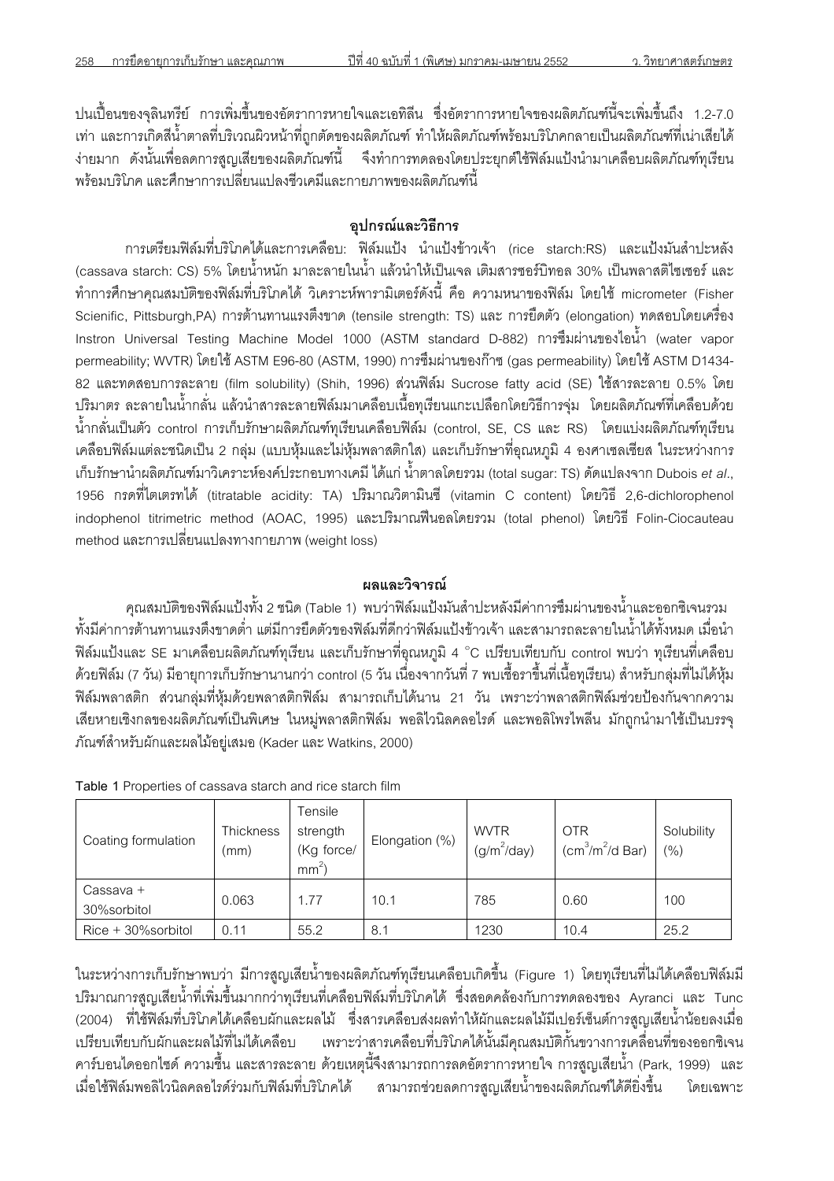ปนเปื้อนของจุลินทรีย์ การเพิ่มขึ้นของอัตราการหายใจและเอทิลีน ซึ่งอัตราการหายใจของผลิตภัณฑ์นี้จะเพิ่มขึ้นถึง 1.2-7.0 เท่า และการเกิดสีน้ำตาลที่บริเวณผิวหน้าที่ถูกตัดของผลิตภัณฑ์ ทำให้ผลิตภัณฑ์พร้อมบริโภคกลายเป็นผลิตภัณฑ์ที่เน่าเสียได้ง่ายมาก ดังนั้นเพื่อลดการสูญเสียของผลิตภัณฑ์นี้ จึงทำการทดลองโดยประยุกต์ใช้ฟิล์มแป้งนำมาเคลือบผลิตภัณฑ์ทุเรียนพร้อมบริโภค และศึกษาการเปลี่ยนแปลงชีวเคมีและกายภาพของผลิตภัณฑ์นี้

## อุปกรณ์และวิธีการ

การเตรียมฟิล์มที่บริโภคได้และการเคลือบ: ฟิล์มแป้ง นำแป้งข้าวเจ้า (rice starch:RS) และแป้งมันสำปะหลัง (cassava starch: CS) 5% โดยน้ำหนัก มาละลายในน้ำ แล้วนำให้เป็นเจล เติมสารซอร์บิทอล 30% เป็นพลาสติไซเซอร์ และทำการศึกษาคุณสมบัติของฟิล์มที่บริโภคได้ วิเคราะห์พารามิเตอร์ดังนี้ คือ ความหนาของฟิล์ม โดยใช้ micrometer (Fisher Scienific, Pittsburgh,PA) การต้านทานแรงดึงขาด (tensile strength: TS) และ การยืดตัว (elongation) ทดสอบโดยเครื่อง Instron Universal Testing Machine Model 1000 (ASTM standard D-882) การซึมผ่านของไอน้ำ (water vapor permeability; WVTR) โดยใช้ ASTM E96-80 (ASTM, 1990) การซึมผ่านของก๊าซ (gas permeability) โดยใช้ ASTM D1434-82 และทดสอบการละลาย (film solubility) (Shih, 1996) ส่วนฟิล์ม Sucrose fatty acid (SE) ใช้สารละลาย 0.5% โดยปริมาตร ละลายในน้ำกลั่น แล้วนำสารละลายฟิล์มมาเคลือบเนื้อทุเรียนแกะเปลือกโดยวิธีการจุ่ม โดยผลิตภัณฑ์ที่เคลือบด้วยน้ำกลั่นเป็นตัว control การเก็บรักษาผลิตภัณฑ์ทุเรียนเคลือบฟิล์ม (control, SE, CS และ RS) โดยแบ่งผลิตภัณฑ์ทุเรียนเคลือบฟิล์มแต่ละชนิดเป็น 2 กลุ่ม (แบบหุ้มและไม่หุ้มพลาสติกใส) และเก็บรักษาที่อุณหภูมิ 4 องศาเซลเซียส ในระหว่างการเก็บรักษานำผลิตภัณฑ์มาวิเคราะห์องค์ประกอบทางเคมี ได้แก่ น้ำตาลโดยรวม (total sugar: TS) ดัดแปลงจาก Dubois *et al*., 1956 กรดที่ไตเตรทได้ (titratable acidity: TA) ปริมาณวิตามินซี (vitamin C content) โดยวิธี 2,6-dichlorophenol indophenol titrimetric method (AOAC, 1995) และปริมาณฟีนอลโดยรวม (total phenol) โดยวิธี Folin-Ciocauteau method และการเปลี่ยนแปลงทางกายภาพ (weight loss)

## ผลและวิจารณ์

คุณสมบัติของฟิล์มแป้งทั้ง 2 ชนิด (Table 1) พบว่าฟิล์มแป้งมันสำปะหลังมีค่าการซึมผ่านของน้ำและออกซิเจนรวมทั้งมีค่าการต้านทานแรงดึงขาดต่ำ แต่มีการยืดตัวของฟิล์มที่ดีกว่าฟิล์มแป้งข้าวเจ้า และสามารถละลายในน้ำได้ทั้งหมด เมื่อนำฟิล์มแป้งและ SE มาเคลือบผลิตภัณฑ์ทุเรียน และเก็บรักษาที่อุณหภูมิ 4 °C เปรียบเทียบกับ control พบว่า ทุเรียนที่เคลือบด้วยฟิล์ม (7 วัน) มีอายุการเก็บรักษานานกว่า control (5 วัน เนื่องจากวันที่ 7 พบเชื้อราขึ้นที่เนื้อทุเรียน) สำหรับกลุ่มที่ไม่ได้หุ้มฟิล์มพลาสติก ส่วนกลุ่มที่หุ้มด้วยพลาสติกฟิล์ม สามารถเก็บได้นาน 21 วัน เพราะว่าพลาสติกฟิล์มช่วยป้องกันจากความเสียหายเชิงกลของผลิตภัณฑ์เป็นพิเศษ ในหมู่พลาสติกฟิล์ม พอลิไวนิลคลอไรด์ และพอลิโพรไพลีน มักถูกนำมาใช้เป็นบรรจุภัณฑ์สำหรับผักและผลไม้อยู่เสมอ (Kader และ Watkins, 2000)

Table 1 Properties of cassava starch and rice starch film

| Coating formulation | Thickness (mm) | Tensile strength (Kg force/ $mm^2$) | Elongation (%) | WVTR ($g/m^2$/day) | OTR ($cm^3/m^2$/d Bar) | Solubility (%) |
|---|---|---|---|---|---|---|
| Cassava + 30%sorbitol | 0.063 | 1.77 | 10.1 | 785 | 0.60 | 100 |
| Rice + 30%sorbitol | 0.11 | 55.2 | 8.1 | 1230 | 10.4 | 25.2 |

ในระหว่างการเก็บรักษาพบว่า มีการสูญเสียน้ำของผลิตภัณฑ์ทุเรียนเคลือบเกิดขึ้น (Figure 1) โดยทุเรียนที่ไม่ได้เคลือบฟิล์มมีปริมาณการสูญเสียน้ำที่เพิ่มขึ้นมากกว่าทุเรียนที่เคลือบฟิล์มที่บริโภคได้ ซึ่งสอดคล้องกับการทดลองของ Ayranci และ Tunc (2004) ที่ใช้ฟิล์มที่บริโภคได้เคลือบผักและผลไม้ ซึ่งสารเคลือบส่งผลทำให้ผักและผลไม้มีเปอร์เซ็นต์การสูญเสียน้ำน้อยลงเมื่อเปรียบเทียบกับผักและผลไม้ที่ไม่ได้เคลือบ เพราะว่าสารเคลือบที่บริโภคได้นั้นมีคุณสมบัติกั้นขวางการเคลื่อนที่ของออกซิเจน คาร์บอนไดออกไซด์ ความชื้น และสารละลาย ด้วยเหตุนี้จึงสามารถการลดอัตราการหายใจ การสูญเสียน้ำ (Park, 1999) และเมื่อใช้ฟิล์มพอลิไวนิลคลอไรด์ร่วมกับฟิล์มที่บริโภคได้ สามารถช่วยลดการสูญเสียน้ำของผลิตภัณฑ์ได้ดียิ่งขึ้น โดยเฉพาะ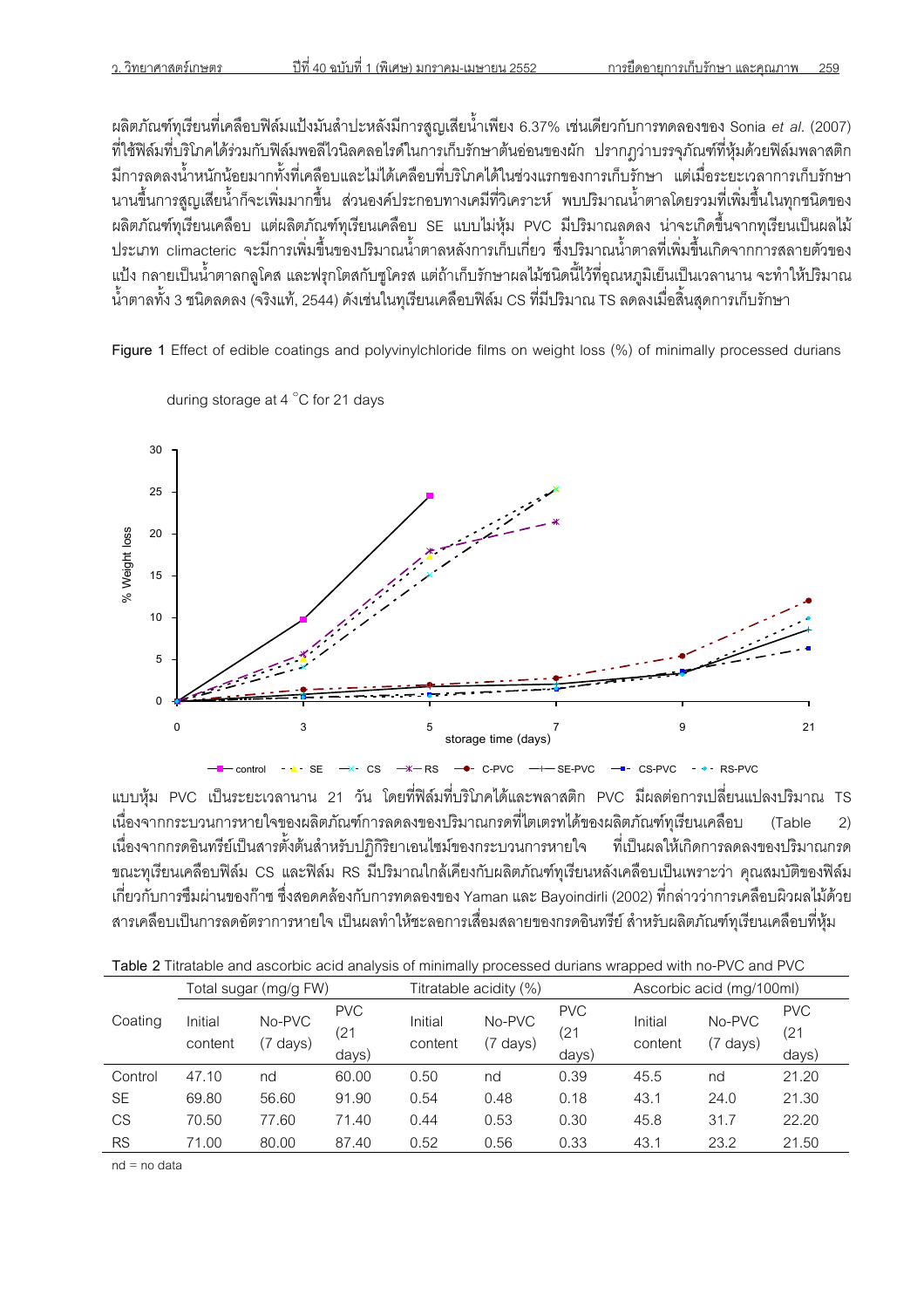ผลิตภัณฑ์ทุเรียนที่เคลือบฟิล์มแป้งมันสำปะหลังมีการสูญเสียน้ำเพียง 6.37% เช่นเดียวกับการทดลองของ Sonia *et al.* (2007) ที่ใช้ฟิล์มที่บริโภคได้ร่วมกับฟิล์มพอลีไวนิลคลอไรด์ในการเก็บรักษาต้นอ่อนของผัก ปรากฏว่าบรรจุภัณฑ์ที่หุ้มด้วยฟิล์มพลาสติกมีการลดลงน้ำหนักน้อยมากทั้งที่เคลือบและไม่ได้เคลือบที่บริโภคได้ในช่วงแรกของการเก็บรักษา แต่เมื่อระยะเวลาการเก็บรักษานานขึ้นการสูญเสียน้ำก็จะเพิ่มมากขึ้น ส่วนองค์ประกอบทางเคมีที่วิเคราะห์ พบปริมาณน้ำตาลโดยรวมที่เพิ่มขึ้นในทุกชนิดของผลิตภัณฑ์ทุเรียนเคลือบ แต่ผลิตภัณฑ์ทุเรียนเคลือบ SE แบบไม่หุ้ม PVC มีปริมาณลดลง น่าจะเกิดขึ้นจากทุเรียนเป็นผลไม้ประเภท climacteric จะมีการเพิ่มขึ้นของปริมาณน้ำตาลหลังการเก็บเกี่ยว ซึ่งปริมาณน้ำตาลที่เพิ่มขึ้นเกิดจากการสลายตัวของแป้ง กลายเป็นน้ำตาลกลูโคส และฟรุกโตสกับซูโครส แต่ถ้าเก็บรักษาผลไม้ชนิดนี้ไว้ที่อุณหภูมิเย็นเป็นเวลานาน จะทำให้ปริมาณน้ำตาลทั้ง 3 ชนิดลดลง (จริงแท้, 2544) ดังเช่นในทุเรียนเคลือบฟิล์ม CS ที่มีปริมาณ TS ลดลงเมื่อสิ้นสุดการเก็บรักษา

**Figure 1** Effect of edible coatings and polyvinylchloride films on weight loss (%) of minimally processed durians during storage at 4 °C for 21 days

แบบหุ้ม PVC เป็นระยะเวลานาน 21 วัน โดยที่ฟิล์มที่บริโภคได้และพลาสติก PVC มีผลต่อการเปลี่ยนแปลงปริมาณ TS เนื่องจากกระบวนการหายใจของผลิตภัณฑ์การลดลงของปริมาณกรดที่ไตเตรทได้ของผลิตภัณฑ์ทุเรียนเคลือบ (Table 2) เนื่องจากกรดอินทรีย์เป็นสารตั้งต้นสำหรับปฏิกิริยาเอนไซม์ของกระบวนการหายใจ ที่เป็นผลให้เกิดการลดลงของปริมาณกรด ขณะทุเรียนเคลือบฟิล์ม CS และฟิล์ม RS มีปริมาณใกล้เคียงกับผลิตภัณฑ์ทุเรียนหลังเคลือบเป็นเพราะว่า คุณสมบัติของฟิล์มเกี่ยวกับการซึมผ่านของก๊าซ ซึ่งสอดคล้องกับการทดลองของ Yaman และ Bayoindirli (2002) ที่กล่าวว่าการเคลือบผิวผลไม้ด้วยสารเคลือบเป็นการลดอัตราการหายใจ เป็นผลทำให้ชะลอการเสื่อมสลายของกรดอินทรีย์ สำหรับผลิตภัณฑ์ทุเรียนเคลือบที่หุ้ม

**Table 2** Titratable and ascorbic acid analysis of minimally processed durians wrapped with no-PVC and PVC

| Coating | Total sugar (mg/g FW) | | | Titratable acidity (%) | | | Ascorbic acid (mg/100ml) | | |
|---|---|---|---|---|---|---|---|---|---|
| | Initial content | No-PVC (7 days) | PVC (21 days) | Initial content | No-PVC (7 days) | PVC (21 days) | Initial content | No-PVC (7 days) | PVC (21 days) |
| Control | 47.10 | nd | 60.00 | 0.50 | nd | 0.39 | 45.5 | nd | 21.20 |
| SE | 69.80 | 56.60 | 91.90 | 0.54 | 0.48 | 0.18 | 43.1 | 24.0 | 21.30 |
| CS | 70.50 | 77.60 | 71.40 | 0.44 | 0.53 | 0.30 | 45.8 | 31.7 | 22.20 |
| RS | 71.00 | 80.00 | 87.40 | 0.52 | 0.56 | 0.33 | 43.1 | 23.2 | 21.50 |

nd = no data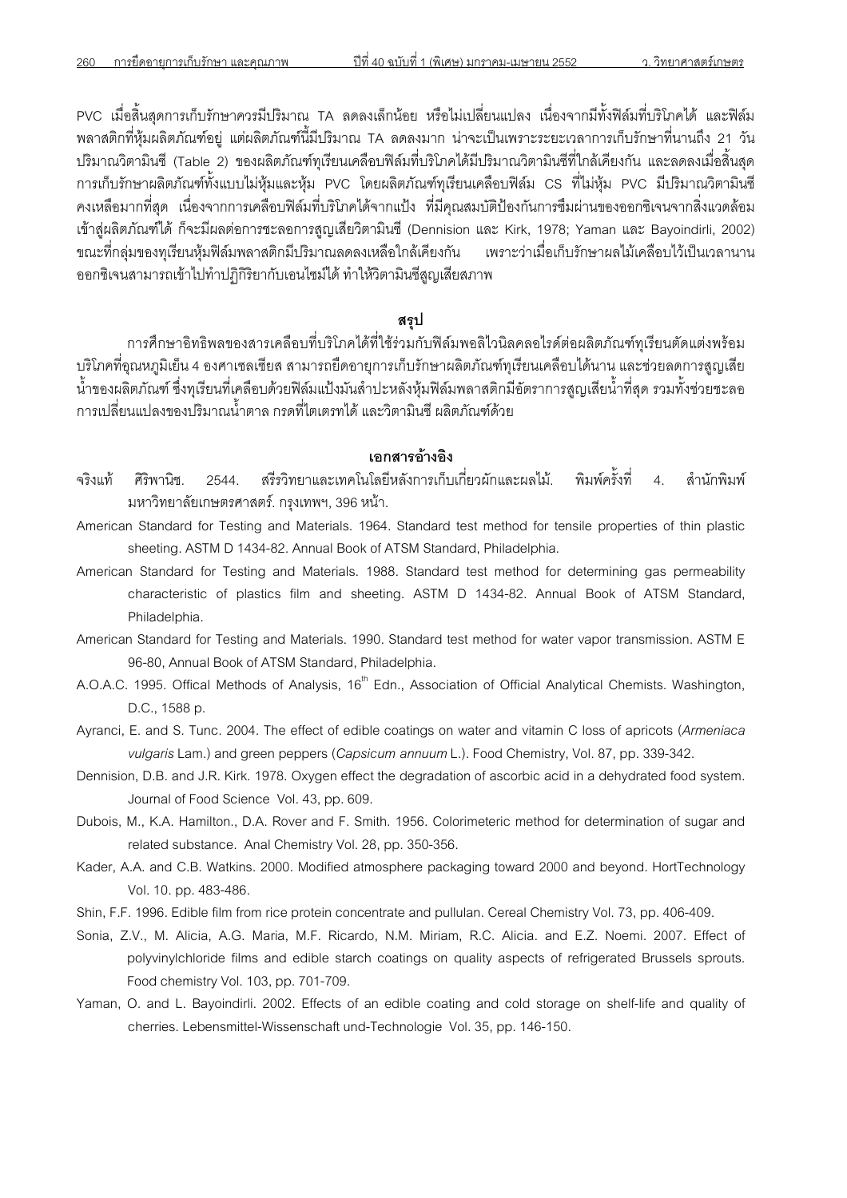PVC เมื่อสิ้นสุดการเก็บรักษาควรมีปริมาณ TA ลดลงเล็กน้อย หรือไม่เปลี่ยนแปลง เนื่องจากมีทั้งฟิล์มที่บริโภคได้ และฟิล์มพลาสติกที่หุ้มผลิตภัณฑ์อยู่ แต่ผลิตภัณฑ์นี้มีปริมาณ TA ลดลงมาก น่าจะเป็นเพราะระยะเวลาการเก็บรักษาที่นานถึง 21 วัน ปริมาณวิตามินซี (Table 2) ของผลิตภัณฑ์ทุเรียนเคลือบฟิล์มที่บริโภคได้มีปริมาณวิตามินซีที่ใกล้เคียงกัน และลดลงเมื่อสิ้นสุดการเก็บรักษาผลิตภัณฑ์ทั้งแบบไม่หุ้มและหุ้ม PVC โดยผลิตภัณฑ์ทุเรียนเคลือบฟิล์ม CS ที่ไม่หุ้ม PVC มีปริมาณวิตามินซีคงเหลือมากที่สุด เนื่องจากการเคลือบฟิล์มที่บริโภคได้จากแป้ง ที่มีคุณสมบัติป้องกันการซึมผ่านของออกซิเจนจากสิ่งแวดล้อมเข้าสู่ผลิตภัณฑ์ได้ ก็จะมีผลต่อการชะลอการสูญเสียวิตามินซี (Dennision และ Kirk, 1978; Yaman และ Bayoindirli, 2002) ขณะที่กลุ่มของทุเรียนหุ้มฟิล์มพลาสติกมีปริมาณลดลงเหลือใกล้เคียงกัน เพราะว่าเมื่อเก็บรักษาผลไม้เคลือบไว้เป็นเวลานาน ออกซิเจนสามารถเข้าไปทำปฏิกิริยากับเอนไซม์ได้ ทำให้วิตามินซีสูญเสียสภาพ

## สรุป

การศึกษาอิทธิพลของสารเคลือบที่บริโภคได้ที่ใช้ร่วมกับฟิล์มพอลิไวนิลคลอไรด์ต่อผลิตภัณฑ์ทุเรียนตัดแต่งพร้อมบริโภคที่อุณหภูมิเย็น 4 องศาเซลเซียส สามารถยืดอายุการเก็บรักษาผลิตภัณฑ์ทุเรียนเคลือบได้นาน และช่วยลดการสูญเสียน้ำของผลิตภัณฑ์ ซึ่งทุเรียนที่เคลือบด้วยฟิล์มแป้งมันสำปะหลังหุ้มฟิล์มพลาสติกมีอัตราการสูญเสียน้ำที่สุด รวมทั้งช่วยชะลอการเปลี่ยนแปลงของปริมาณน้ำตาล กรดที่ไตเตรทได้ และวิตามินซี ผลิตภัณฑ์ด้วย

## เอกสารอ้างอิง

จริงแท้ ศิริพานิช. 2544. สรีรวิทยาและเทคโนโลยีหลังการเก็บเกี่ยวผักและผลไม้. พิมพ์ครั้งที่ 4. สำนักพิมพ์มหาวิทยาลัยเกษตรศาสตร์. กรุงเทพฯ, 396 หน้า.

American Standard for Testing and Materials. 1964. Standard test method for tensile properties of thin plastic sheeting. ASTM D 1434-82. Annual Book of ATSM Standard, Philadelphia.

American Standard for Testing and Materials. 1988. Standard test method for determining gas permeability characteristic of plastics film and sheeting. ASTM D 1434-82. Annual Book of ATSM Standard, Philadelphia.

American Standard for Testing and Materials. 1990. Standard test method for water vapor transmission. ASTM E 96-80, Annual Book of ATSM Standard, Philadelphia.

A.O.A.C. 1995. Offical Methods of Analysis, 16th Edn., Association of Official Analytical Chemists. Washington, D.C., 1588 p.

Ayranci, E. and S. Tunc. 2004. The effect of edible coatings on water and vitamin C loss of apricots (*Armeniaca vulgaris* Lam.) and green peppers (*Capsicum annuum* L.). Food Chemistry, Vol. 87, pp. 339-342.

Dennision, D.B. and J.R. Kirk. 1978. Oxygen effect the degradation of ascorbic acid in a dehydrated food system. Journal of Food Science Vol. 43, pp. 609.

Dubois, M., K.A. Hamilton., D.A. Rover and F. Smith. 1956. Colorimeteric method for determination of sugar and related substance. Anal Chemistry Vol. 28, pp. 350-356.

Kader, A.A. and C.B. Watkins. 2000. Modified atmosphere packaging toward 2000 and beyond. HortTechnology Vol. 10. pp. 483-486.

Shin, F.F. 1996. Edible film from rice protein concentrate and pullulan. Cereal Chemistry Vol. 73, pp. 406-409.

Sonia, Z.V., M. Alicia, A.G. Maria, M.F. Ricardo, N.M. Miriam, R.C. Alicia. and E.Z. Noemi. 2007. Effect of polyvinylchloride films and edible starch coatings on quality aspects of refrigerated Brussels sprouts. Food chemistry Vol. 103, pp. 701-709.

Yaman, O. and L. Bayoindirli. 2002. Effects of an edible coating and cold storage on shelf-life and quality of cherries. Lebensmittel-Wissenschaft und-Technologie Vol. 35, pp. 146-150.